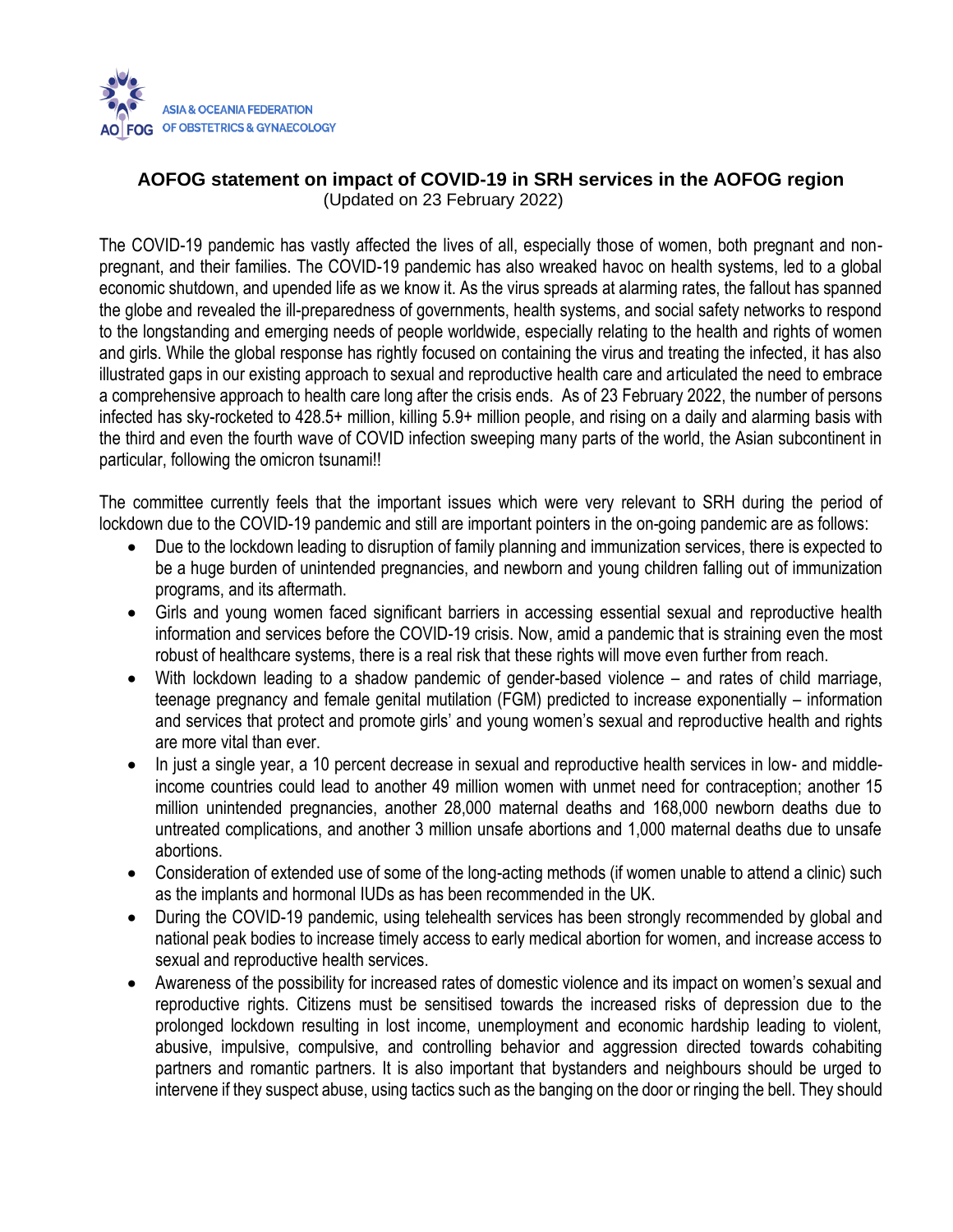ASIA & OCEANIA FEDERATION OF OBSTETRICS & GYNAECOLOGY

AOFOG

## AOFOG statement on impact of COVID-19 in SRH services in the AOFOG region

(Updated on 23 February 2022)

The COVID-19 pandemic has vastly affected the lives of all, especially those of women, both pregnant and non-pregnant, and their families. The COVID-19 pandemic has also wreaked havoc on health systems, led to a global economic shutdown, and upended life as we know it. As the virus spreads at alarming rates, the fallout has spanned the globe and revealed the ill-preparedness of governments, health systems, and social safety networks to respond to the longstanding and emerging needs of people worldwide, especially relating to the health and rights of women and girls. While the global response has rightly focused on containing the virus and treating the infected, it has also illustrated gaps in our existing approach to sexual and reproductive health care and articulated the need to embrace a comprehensive approach to health care long after the crisis ends. As of 23 February 2022, the number of persons infected has sky-rocketed to 428.5+ million, killing 5.9+ million people, and rising on a daily and alarming basis with the third and even the fourth wave of COVID infection sweeping many parts of the world, the Asian subcontinent in particular, following the omicron tsunami!!

The committee currently feels that the important issues which were very relevant to SRH during the period of lockdown due to the COVID-19 pandemic and still are important pointers in the on-going pandemic are as follows:

- Due to the lockdown leading to disruption of family planning and immunization services, there is expected to be a huge burden of unintended pregnancies, and newborn and young children falling out of immunization programs, and its aftermath.
- Girls and young women faced significant barriers in accessing essential sexual and reproductive health information and services before the COVID-19 crisis. Now, amid a pandemic that is straining even the most robust of healthcare systems, there is a real risk that these rights will move even further from reach.
- With lockdown leading to a shadow pandemic of gender-based violence – and rates of child marriage, teenage pregnancy and female genital mutilation (FGM) predicted to increase exponentially – information and services that protect and promote girls' and young women's sexual and reproductive health and rights are more vital than ever.
- In just a single year, a 10 percent decrease in sexual and reproductive health services in low- and middle-income countries could lead to another 49 million women with unmet need for contraception; another 15 million unintended pregnancies, another 28,000 maternal deaths and 168,000 newborn deaths due to untreated complications, and another 3 million unsafe abortions and 1,000 maternal deaths due to unsafe abortions.
- Consideration of extended use of some of the long-acting methods (if women unable to attend a clinic) such as the implants and hormonal IUDs as has been recommended in the UK.
- During the COVID-19 pandemic, using telehealth services has been strongly recommended by global and national peak bodies to increase timely access to early medical abortion for women, and increase access to sexual and reproductive health services.
- Awareness of the possibility for increased rates of domestic violence and its impact on women's sexual and reproductive rights. Citizens must be sensitised towards the increased risks of depression due to the prolonged lockdown resulting in lost income, unemployment and economic hardship leading to violent, abusive, impulsive, compulsive, and controlling behavior and aggression directed towards cohabiting partners and romantic partners. It is also important that bystanders and neighbours should be urged to intervene if they suspect abuse, using tactics such as the banging on the door or ringing the bell. They should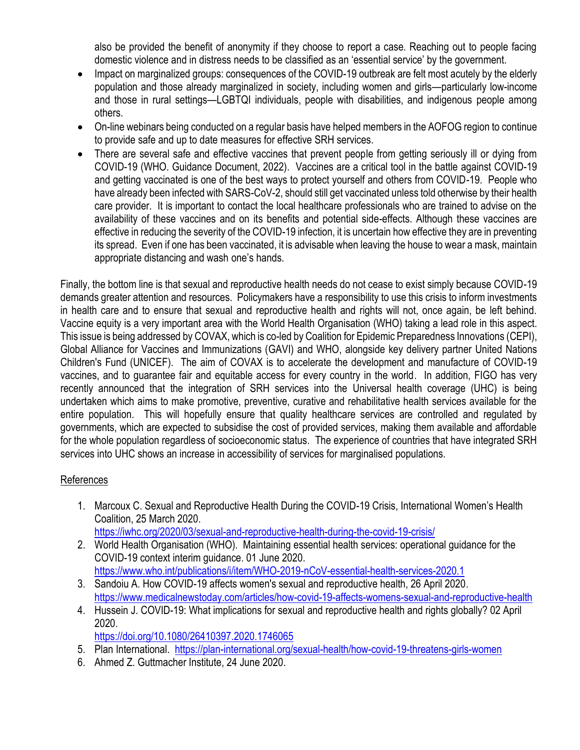also be provided the benefit of anonymity if they choose to report a case. Reaching out to people facing domestic violence and in distress needs to be classified as an 'essential service' by the government.

- Impact on marginalized groups: consequences of the COVID-19 outbreak are felt most acutely by the elderly population and those already marginalized in society, including women and girls—particularly low-income and those in rural settings—LGBTQI individuals, people with disabilities, and indigenous people among others.
- On-line webinars being conducted on a regular basis have helped members in the AOFOG region to continue to provide safe and up to date measures for effective SRH services.
- There are several safe and effective vaccines that prevent people from getting seriously ill or dying from COVID-19 (WHO. Guidance Document, 2022). Vaccines are a critical tool in the battle against COVID-19 and getting vaccinated is one of the best ways to protect yourself and others from COVID-19. People who have already been infected with SARS-CoV-2, should still get vaccinated unless told otherwise by their health care provider. It is important to contact the local healthcare professionals who are trained to advise on the availability of these vaccines and on its benefits and potential side-effects. Although these vaccines are effective in reducing the severity of the COVID-19 infection, it is uncertain how effective they are in preventing its spread. Even if one has been vaccinated, it is advisable when leaving the house to wear a mask, maintain appropriate distancing and wash one's hands.

Finally, the bottom line is that sexual and reproductive health needs do not cease to exist simply because COVID-19 demands greater attention and resources. Policymakers have a responsibility to use this crisis to inform investments in health care and to ensure that sexual and reproductive health and rights will not, once again, be left behind. Vaccine equity is a very important area with the World Health Organisation (WHO) taking a lead role in this aspect. This issue is being addressed by COVAX, which is co-led by Coalition for Epidemic Preparedness Innovations (CEPI), Global Alliance for Vaccines and Immunizations (GAVI) and WHO, alongside key delivery partner United Nations Children's Fund (UNICEF). The aim of COVAX is to accelerate the development and manufacture of COVID-19 vaccines, and to guarantee fair and equitable access for every country in the world. In addition, FIGO has very recently announced that the integration of SRH services into the Universal health coverage (UHC) is being undertaken which aims to make promotive, preventive, curative and rehabilitative health services available for the entire population. This will hopefully ensure that quality healthcare services are controlled and regulated by governments, which are expected to subsidise the cost of provided services, making them available and affordable for the whole population regardless of socioeconomic status. The experience of countries that have integrated SRH services into UHC shows an increase in accessibility of services for marginalised populations.

References

1. Marcoux C. Sexual and Reproductive Health During the COVID-19 Crisis, International Women's Health Coalition, 25 March 2020.
   https://iwhc.org/2020/03/sexual-and-reproductive-health-during-the-covid-19-crisis/
2. World Health Organisation (WHO). Maintaining essential health services: operational guidance for the COVID-19 context interim guidance. 01 June 2020.
   https://www.who.int/publications/i/item/WHO-2019-nCoV-essential-health-services-2020.1
3. Sandoiu A. How COVID-19 affects women's sexual and reproductive health, 26 April 2020.
   https://www.medicalnewstoday.com/articles/how-covid-19-affects-womens-sexual-and-reproductive-health
4. Hussein J. COVID-19: What implications for sexual and reproductive health and rights globally? 02 April 2020.
   https://doi.org/10.1080/26410397.2020.1746065
5. Plan International. https://plan-international.org/sexual-health/how-covid-19-threatens-girls-women
6. Ahmed Z. Guttmacher Institute, 24 June 2020.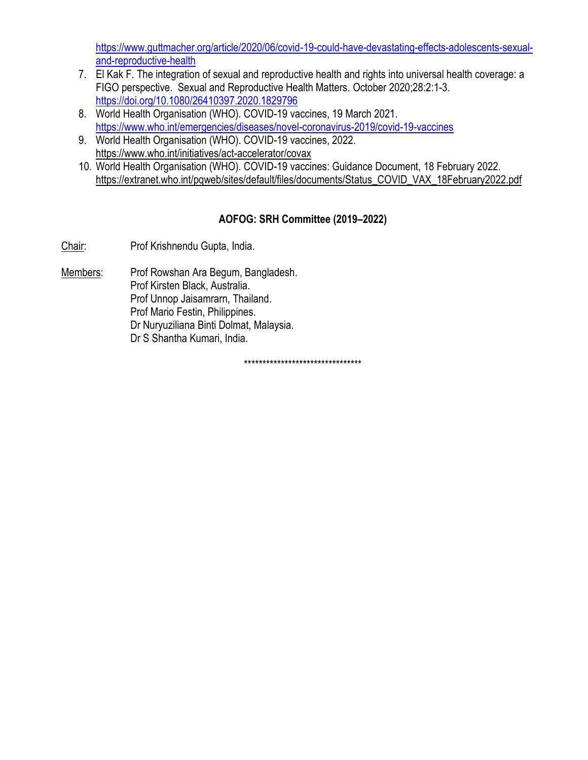https://www.guttmacher.org/article/2020/06/covid-19-could-have-devastating-effects-adolescents-sexual-and-reproductive-health

7. El Kak F. The integration of sexual and reproductive health and rights into universal health coverage: a FIGO perspective. Sexual and Reproductive Health Matters. October 2020;28:2:1-3. https://doi.org/10.1080/26410397.2020.1829796
8. World Health Organisation (WHO). COVID-19 vaccines, 19 March 2021. https://www.who.int/emergencies/diseases/novel-coronavirus-2019/covid-19-vaccines
9. World Health Organisation (WHO). COVID-19 vaccines, 2022. https://www.who.int/initiatives/act-accelerator/covax
10. World Health Organisation (WHO). COVID-19 vaccines: Guidance Document, 18 February 2022. https://extranet.who.int/pqweb/sites/default/files/documents/Status_COVID_VAX_18February2022.pdf

**AOFOG: SRH Committee (2019–2022)**

Chair: Prof Krishnendu Gupta, India.

Members: Prof Rowshan Ara Begum, Bangladesh.
Prof Kirsten Black, Australia.
Prof Unnop Jaisamrarn, Thailand.
Prof Mario Festin, Philippines.
Dr Nuryuziliana Binti Dolmat, Malaysia.
Dr S Shantha Kumari, India.

********************************